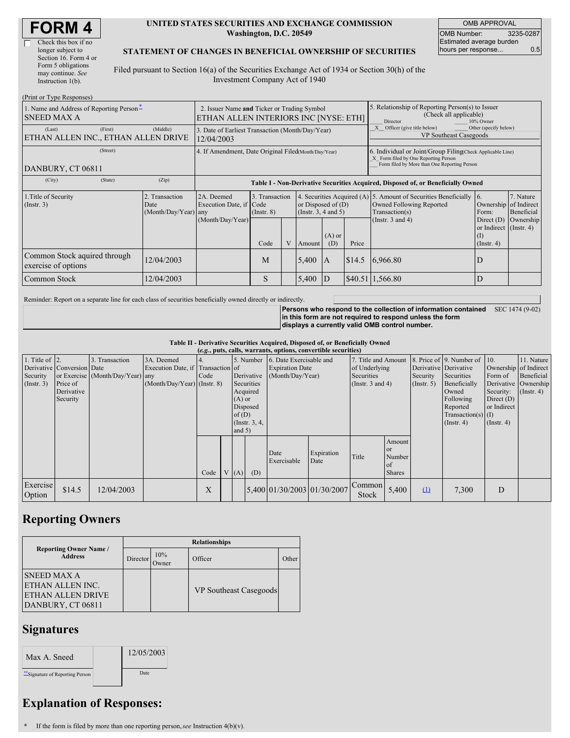# FORM 4

☐ Check this box if no longer subject to Section 16. Form 4 or Form 5 obligations may continue. *See* Instruction 1(b).

**UNITED STATES SECURITIES AND EXCHANGE COMMISSION**
**Washington, D.C. 20549**

**STATEMENT OF CHANGES IN BENEFICIAL OWNERSHIP OF SECURITIES**

Filed pursuant to Section 16(a) of the Securities Exchange Act of 1934 or Section 30(h) of the Investment Company Act of 1940

| OMB APPROVAL | |
|---|---|
| OMB Number: | 3235-0287 |
| Estimated average burden hours per response... | 0.5 |

(Print or Type Responses)

| 1. Name and Address of Reporting Person* | 2. Issuer Name **and** Ticker or Trading Symbol | 5. Relationship of Reporting Person(s) to Issuer (Check all applicable) |
|---|---|---|
| SNEED MAX A | ETHAN ALLEN INTERIORS INC [NYSE: ETH] | ___ Director ___ 10% Owner |
| (Last) (First) (Middle) ETHAN ALLEN INC., ETHAN ALLEN DRIVE | 3. Date of Earliest Transaction (Month/Day/Year) 12/04/2003 | _X_ Officer (give title below) ___ Other (specify below) VP Southeast Casegoods |
| (Street) DANBURY, CT 06811 | 4. If Amendment, Date Original Filed(Month/Day/Year) | 6. Individual or Joint/Group Filing(Check Applicable Line) _X_ Form filed by One Reporting Person ___ Form filed by More than One Reporting Person |
| (City) (State) (Zip) | | |

**Table I - Non-Derivative Securities Acquired, Disposed of, or Beneficially Owned**

| 1.Title of Security (Instr. 3) | 2. Transaction Date (Month/Day/Year) | 2A. Deemed Execution Date, if any (Month/Day/Year) | 3. Transaction Code (Instr. 8) | | 4. Securities Acquired (A) or Disposed of (D) (Instr. 3, 4 and 5) | | | 5. Amount of Securities Beneficially Owned Following Reported Transaction(s) (Instr. 3 and 4) | 6. Ownership Form: Direct (D) or Indirect (I) (Instr. 4) | 7. Nature of Indirect Beneficial Ownership (Instr. 4) |
|---|---|---|---|---|---|---|---|---|---|---|
| | | | Code | V | Amount | (A) or (D) | Price | | | |
| Common Stock aquired through exercise of options | 12/04/2003 | | M | | 5,400 | A | $14.5 | 6,966.80 | D | |
| Common Stock | 12/04/2003 | | S | | 5,400 | D | $40.51 | 1,566.80 | D | |

Reminder: Report on a separate line for each class of securities beneficially owned directly or indirectly.

**Persons who respond to the collection of information contained in this form are not required to respond unless the form displays a currently valid OMB control number.** SEC 1474 (9-02)

**Table II - Derivative Securities Acquired, Disposed of, or Beneficially Owned**
**(*e.g.*, puts, calls, warrants, options, convertible securities)**

| 1. Title of Derivative Security (Instr. 3) | 2. Conversion or Exercise Price of Derivative Security | 3. Transaction Date (Month/Day/Year) | 3A. Deemed Execution Date, if any (Month/Day/Year) | 4. Transaction Code (Instr. 8) | | 5. Number of Derivative Securities Acquired (A) or Disposed of (D) (Instr. 3, 4, and 5) | | 6. Date Exercisable and Expiration Date (Month/Day/Year) | | 7. Title and Amount of Underlying Securities (Instr. 3 and 4) | | 8. Price of Derivative Security (Instr. 5) | 9. Number of Derivative Securities Beneficially Owned Following Reported Transaction(s) (Instr. 4) | 10. Ownership Form of Derivative Security: Direct (D) or Indirect (I) (Instr. 4) | 11. Nature of Indirect Beneficial Ownership (Instr. 4) |
|---|---|---|---|---|---|---|---|---|---|---|---|---|---|---|---|
| | | | | Code | V | (A) | (D) | Date Exercisable | Expiration Date | Title | Amount or Number of Shares | | | | |
| Exercise Option | $14.5 | 12/04/2003 | | X | | | 5,400 | 01/30/2003 | 01/30/2007 | Common Stock | 5,400 | (1) | 7,300 | D | |

## Reporting Owners

| Reporting Owner Name / Address | Relationships | | | |
|---|---|---|---|---|
| | Director | 10% Owner | Officer | Other |
| SNEED MAX A ETHAN ALLEN INC. ETHAN ALLEN DRIVE DANBURY, CT 06811 | | | VP Southeast Casegoods | |

## Signatures

| Max A. Sneed | 12/05/2003 |
|---|---|
| **Signature of Reporting Person | Date |

## Explanation of Responses:

\* If the form is filed by more than one reporting person, *see* Instruction 4(b)(v).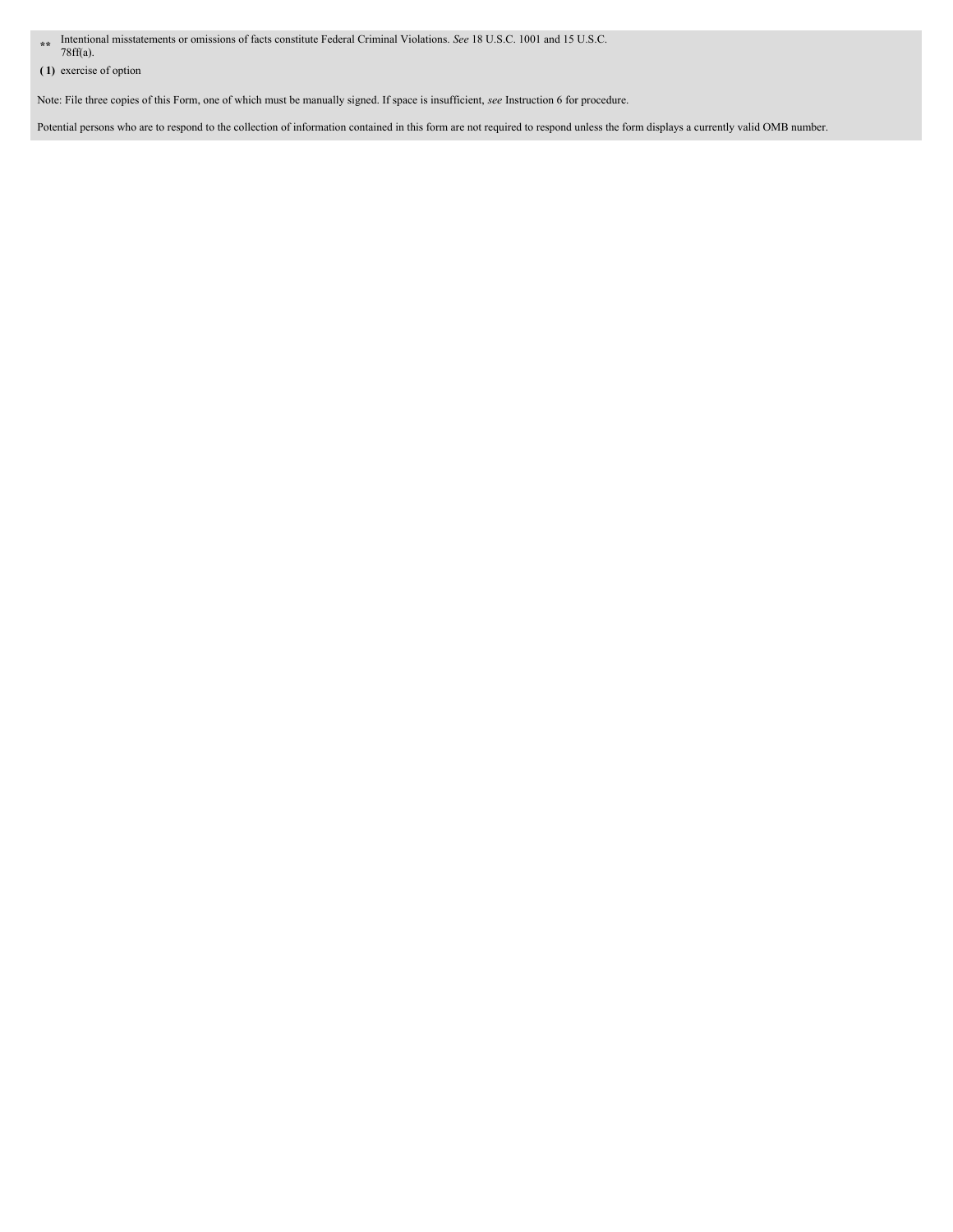** Intentional misstatements or omissions of facts constitute Federal Criminal Violations. *See* 18 U.S.C. 1001 and 15 U.S.C. 78ff(a).

**( 1)** exercise of option

Note: File three copies of this Form, one of which must be manually signed. If space is insufficient, *see* Instruction 6 for procedure.

Potential persons who are to respond to the collection of information contained in this form are not required to respond unless the form displays a currently valid OMB number.